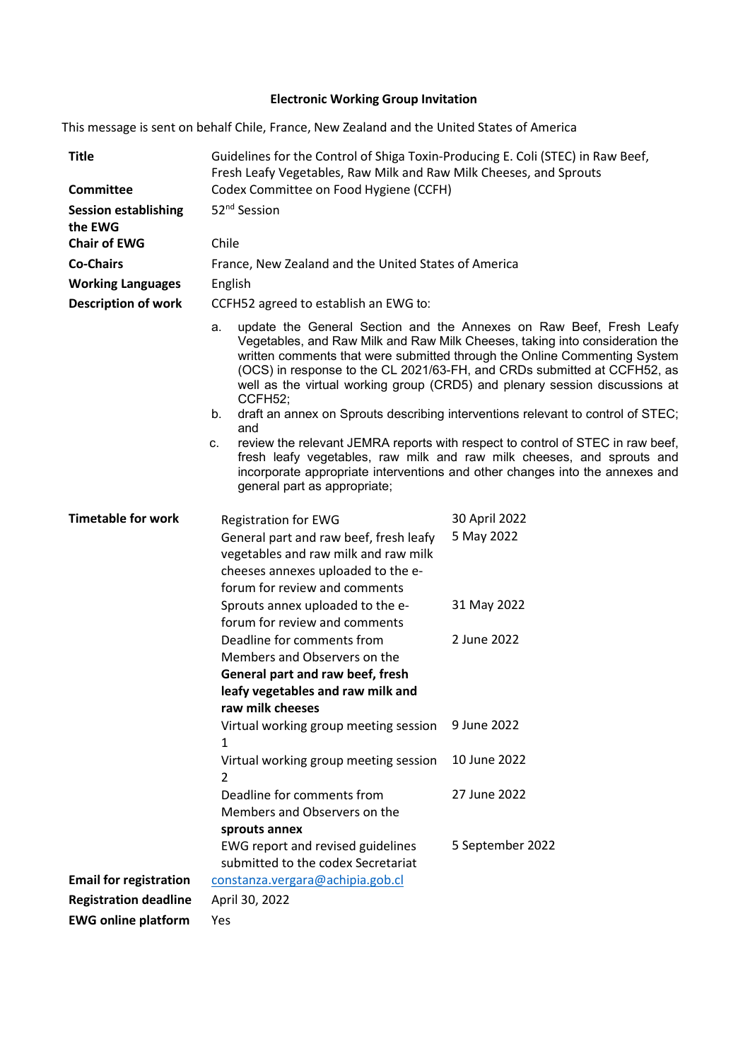# Electronic Working Group Invitation

This message is sent on behalf Chile, France, New Zealand and the United States of America

| | |
|---|---|
| **Title** | Guidelines for the Control of Shiga Toxin-Producing E. Coli (STEC) in Raw Beef, Fresh Leafy Vegetables, Raw Milk and Raw Milk Cheeses, and Sprouts |
| **Committee** | Codex Committee on Food Hygiene (CCFH) |
| **Session establishing the EWG** | 52[nd] Session |
| **Chair of EWG** | Chile |
| **Co-Chairs** | France, New Zealand and the United States of America |
| **Working Languages** | English |
| **Description of work** | CCFH52 agreed to establish an EWG to:<br>a. update the General Section and the Annexes on Raw Beef, Fresh Leafy Vegetables, and Raw Milk and Raw Milk Cheeses, taking into consideration the written comments that were submitted through the Online Commenting System (OCS) in response to the CL 2021/63-FH, and CRDs submitted at CCFH52, as well as the virtual working group (CRD5) and plenary session discussions at CCFH52;<br>b. draft an annex on Sprouts describing interventions relevant to control of STEC; and<br>c. review the relevant JEMRA reports with respect to control of STEC in raw beef, fresh leafy vegetables, raw milk and raw milk cheeses, and sprouts and incorporate appropriate interventions and other changes into the annexes and general part as appropriate; |

**Timetable for work**

| | |
|---|---|
| Registration for EWG | 30 April 2022 |
| General part and raw beef, fresh leafy vegetables and raw milk and raw milk cheeses annexes uploaded to the e-forum for review and comments | 5 May 2022 |
| Sprouts annex uploaded to the e-forum for review and comments | 31 May 2022 |
| Deadline for comments from Members and Observers on the **General part and raw beef, fresh leafy vegetables and raw milk and raw milk cheeses** | 2 June 2022 |
| Virtual working group meeting session 1 | 9 June 2022 |
| Virtual working group meeting session 2 | 10 June 2022 |
| Deadline for comments from Members and Observers on the **sprouts annex** | 27 June 2022 |
| EWG report and revised guidelines submitted to the codex Secretariat | 5 September 2022 |

| | |
|---|---|
| **Email for registration** | constanza.vergara@achipia.gob.cl |
| **Registration deadline** | April 30, 2022 |
| **EWG online platform** | Yes |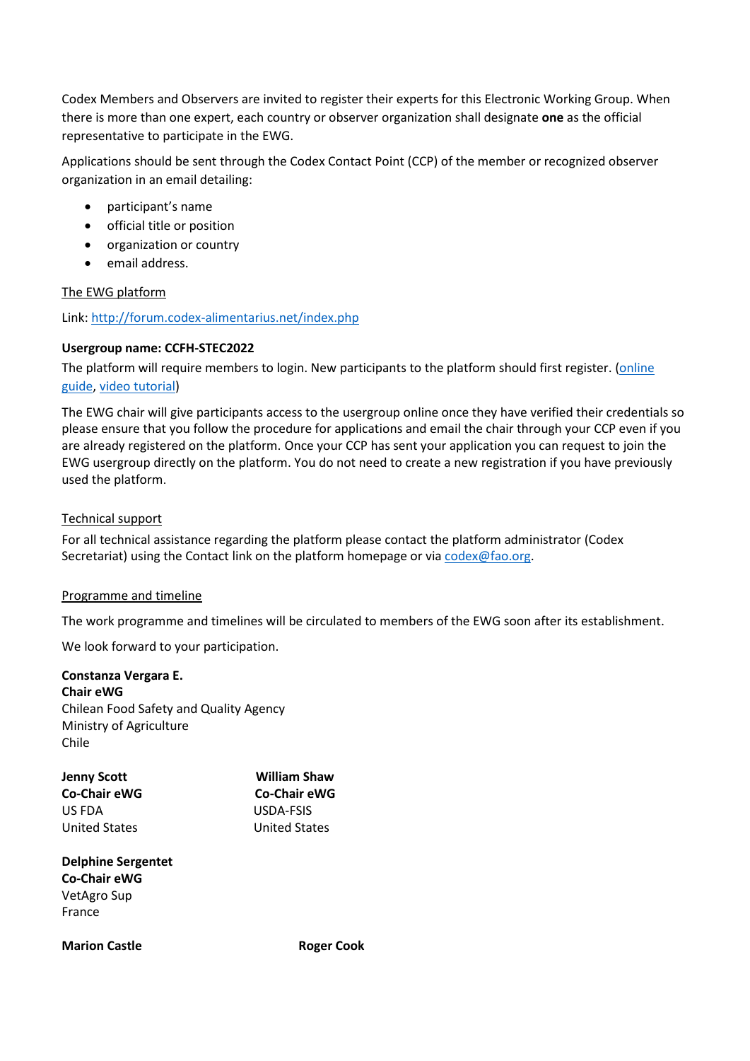Codex Members and Observers are invited to register their experts for this Electronic Working Group. When there is more than one expert, each country or observer organization shall designate **one** as the official representative to participate in the EWG.

Applications should be sent through the Codex Contact Point (CCP) of the member or recognized observer organization in an email detailing:

- participant's name
- official title or position
- organization or country
- email address.

The EWG platform

Link: [http://forum.codex-alimentarius.net/index.php](http://forum.codex-alimentarius.net/index.php)

**Usergroup name: CCFH-STEC2022**

The platform will require members to login. New participants to the platform should first register. (online guide, video tutorial)

The EWG chair will give participants access to the usergroup online once they have verified their credentials so please ensure that you follow the procedure for applications and email the chair through your CCP even if you are already registered on the platform. Once your CCP has sent your application you can request to join the EWG usergroup directly on the platform. You do not need to create a new registration if you have previously used the platform.

Technical support

For all technical assistance regarding the platform please contact the platform administrator (Codex Secretariat) using the Contact link on the platform homepage or via codex@fao.org.

Programme and timeline

The work programme and timelines will be circulated to members of the EWG soon after its establishment.

We look forward to your participation.

**Constanza Vergara E.**
**Chair eWG**
Chilean Food Safety and Quality Agency
Ministry of Agriculture
Chile

**Jenny Scott**
**Co-Chair eWG**
US FDA
United States

**William Shaw**
**Co-Chair eWG**
USDA-FSIS
United States

**Delphine Sergentet**
**Co-Chair eWG**
VetAgro Sup
France

**Marion Castle**

**Roger Cook**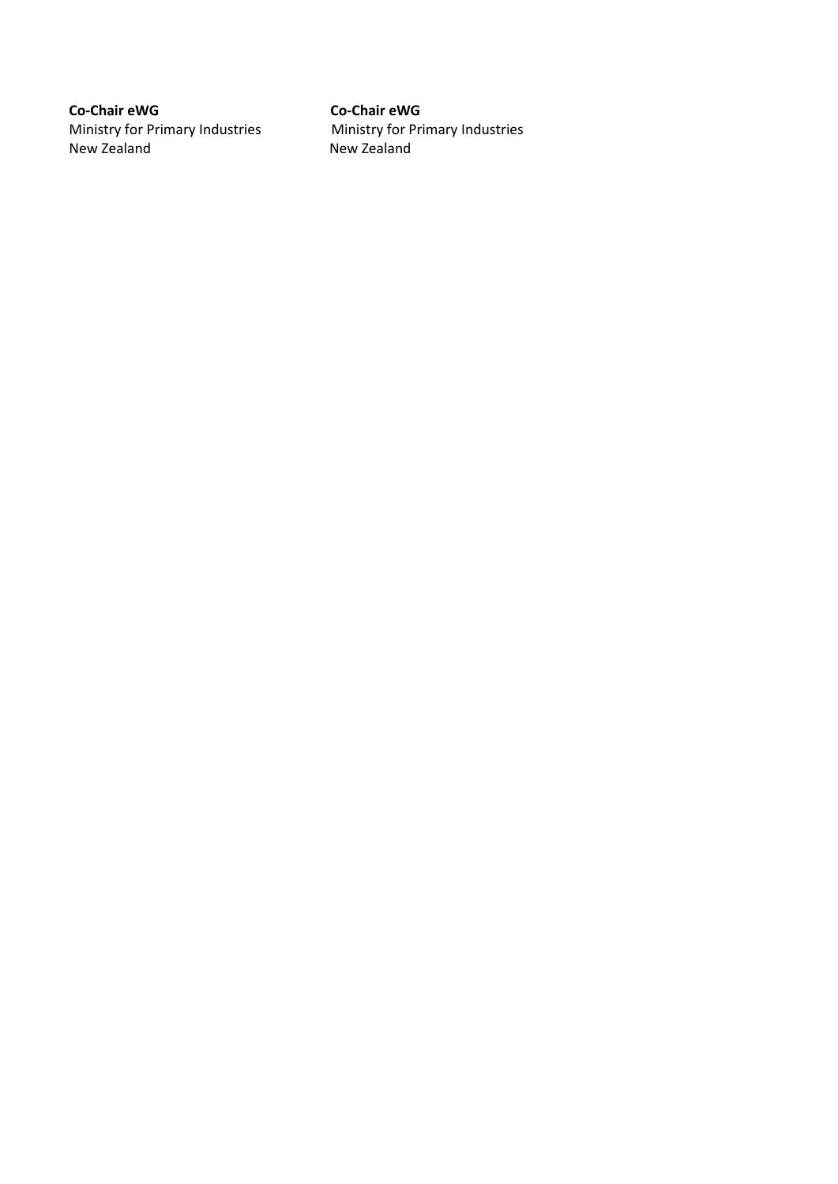**Co-Chair eWG**
Ministry for Primary Industries
New Zealand

**Co-Chair eWG**
Ministry for Primary Industries
New Zealand